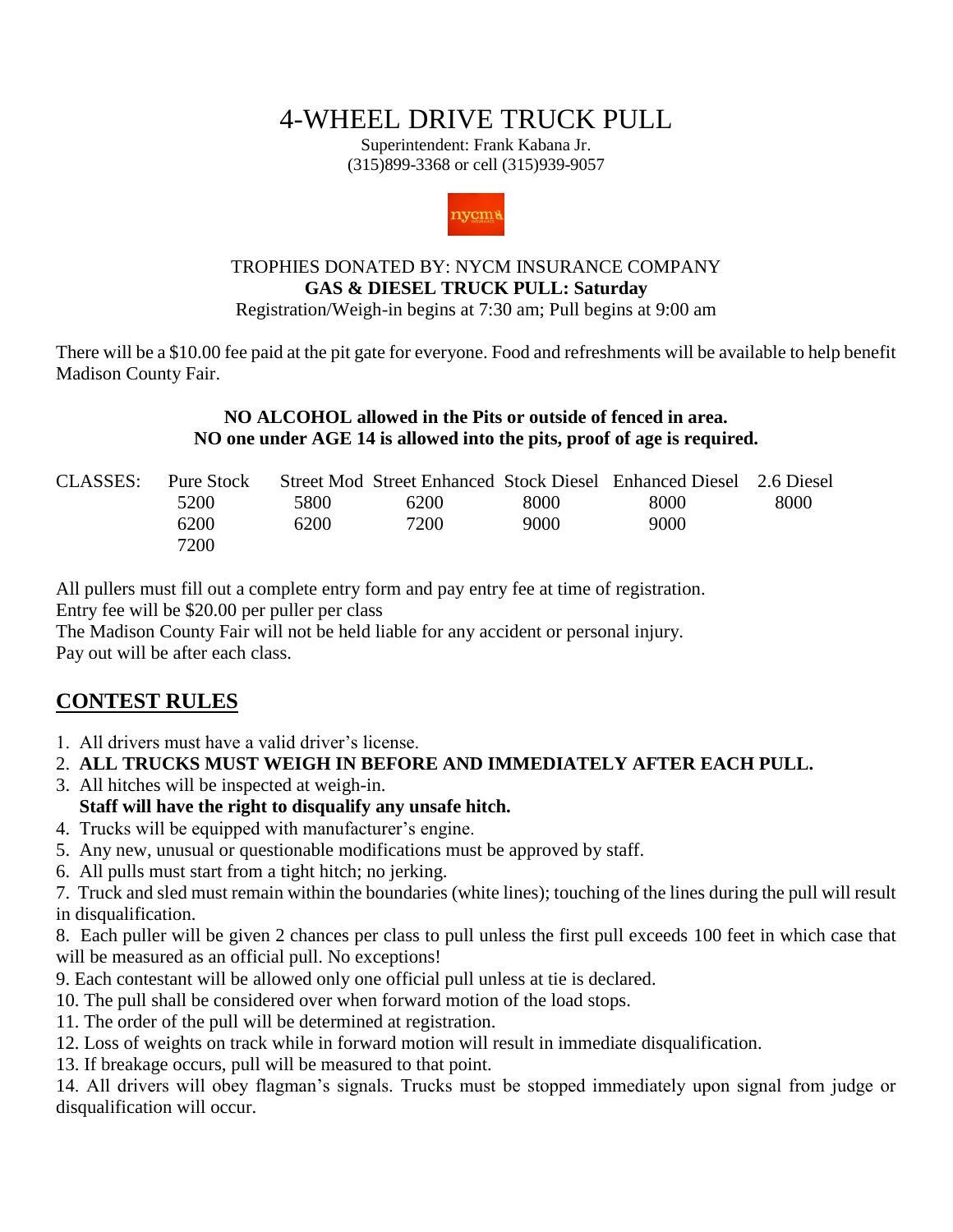# 4-WHEEL DRIVE TRUCK PULL

Superintendent: Frank Kabana Jr.
(315)899-3368 or cell (315)939-9057

TROPHIES DONATED BY: NYCM INSURANCE COMPANY
**GAS & DIESEL TRUCK PULL: Saturday**
Registration/Weigh-in begins at 7:30 am; Pull begins at 9:00 am

There will be a $10.00 fee paid at the pit gate for everyone. Food and refreshments will be available to help benefit Madison County Fair.

**NO ALCOHOL allowed in the Pits or outside of fenced in area.**
**NO one under AGE 14 is allowed into the pits, proof of age is required.**

| CLASSES: | Pure Stock | Street Mod | Street Enhanced | Stock Diesel | Enhanced Diesel | 2.6 Diesel |
|---|---|---|---|---|---|---|
| | 5200 | 5800 | 6200 | 8000 | 8000 | 8000 |
| | 6200 | 6200 | 7200 | 9000 | 9000 | |
| | 7200 | | | | | |

All pullers must fill out a complete entry form and pay entry fee at time of registration.
Entry fee will be $20.00 per puller per class
The Madison County Fair will not be held liable for any accident or personal injury.
Pay out will be after each class.

## CONTEST RULES

1. All drivers must have a valid driver's license.
2. **ALL TRUCKS MUST WEIGH IN BEFORE AND IMMEDIATELY AFTER EACH PULL.**
3. All hitches will be inspected at weigh-in.
   **Staff will have the right to disqualify any unsafe hitch.**
4. Trucks will be equipped with manufacturer's engine.
5. Any new, unusual or questionable modifications must be approved by staff.
6. All pulls must start from a tight hitch; no jerking.
7. Truck and sled must remain within the boundaries (white lines); touching of the lines during the pull will result in disqualification.
8. Each puller will be given 2 chances per class to pull unless the first pull exceeds 100 feet in which case that will be measured as an official pull. No exceptions!
9. Each contestant will be allowed only one official pull unless at tie is declared.
10. The pull shall be considered over when forward motion of the load stops.
11. The order of the pull will be determined at registration.
12. Loss of weights on track while in forward motion will result in immediate disqualification.
13. If breakage occurs, pull will be measured to that point.
14. All drivers will obey flagman's signals. Trucks must be stopped immediately upon signal from judge or disqualification will occur.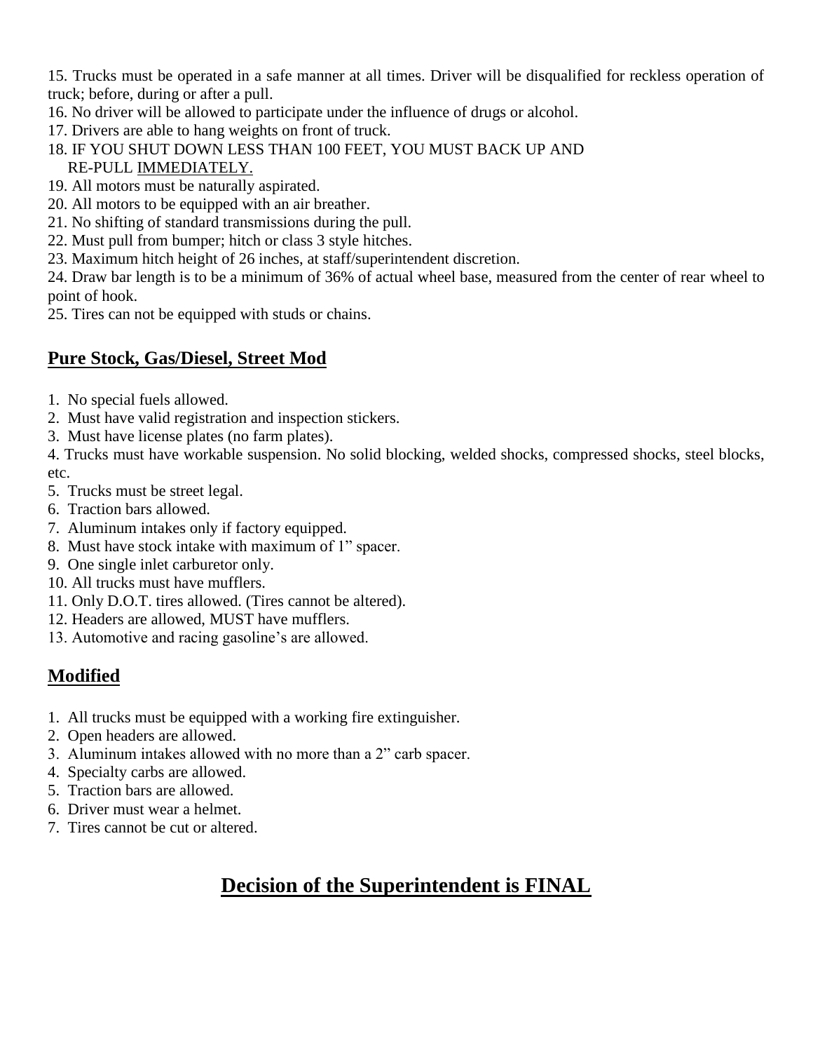15. Trucks must be operated in a safe manner at all times. Driver will be disqualified for reckless operation of truck; before, during or after a pull.
16. No driver will be allowed to participate under the influence of drugs or alcohol.
17. Drivers are able to hang weights on front of truck.
18. IF YOU SHUT DOWN LESS THAN 100 FEET, YOU MUST BACK UP AND RE-PULL IMMEDIATELY.
19. All motors must be naturally aspirated.
20. All motors to be equipped with an air breather.
21. No shifting of standard transmissions during the pull.
22. Must pull from bumper; hitch or class 3 style hitches.
23. Maximum hitch height of 26 inches, at staff/superintendent discretion.
24. Draw bar length is to be a minimum of 36% of actual wheel base, measured from the center of rear wheel to point of hook.
25. Tires can not be equipped with studs or chains.

## Pure Stock, Gas/Diesel, Street Mod

1. No special fuels allowed.
2. Must have valid registration and inspection stickers.
3. Must have license plates (no farm plates).
4. Trucks must have workable suspension. No solid blocking, welded shocks, compressed shocks, steel blocks, etc.
5. Trucks must be street legal.
6. Traction bars allowed.
7. Aluminum intakes only if factory equipped.
8. Must have stock intake with maximum of 1" spacer.
9. One single inlet carburetor only.
10. All trucks must have mufflers.
11. Only D.O.T. tires allowed. (Tires cannot be altered).
12. Headers are allowed, MUST have mufflers.
13. Automotive and racing gasoline's are allowed.

## Modified

1. All trucks must be equipped with a working fire extinguisher.
2. Open headers are allowed.
3. Aluminum intakes allowed with no more than a 2" carb spacer.
4. Specialty carbs are allowed.
5. Traction bars are allowed.
6. Driver must wear a helmet.
7. Tires cannot be cut or altered.

# Decision of the Superintendent is FINAL